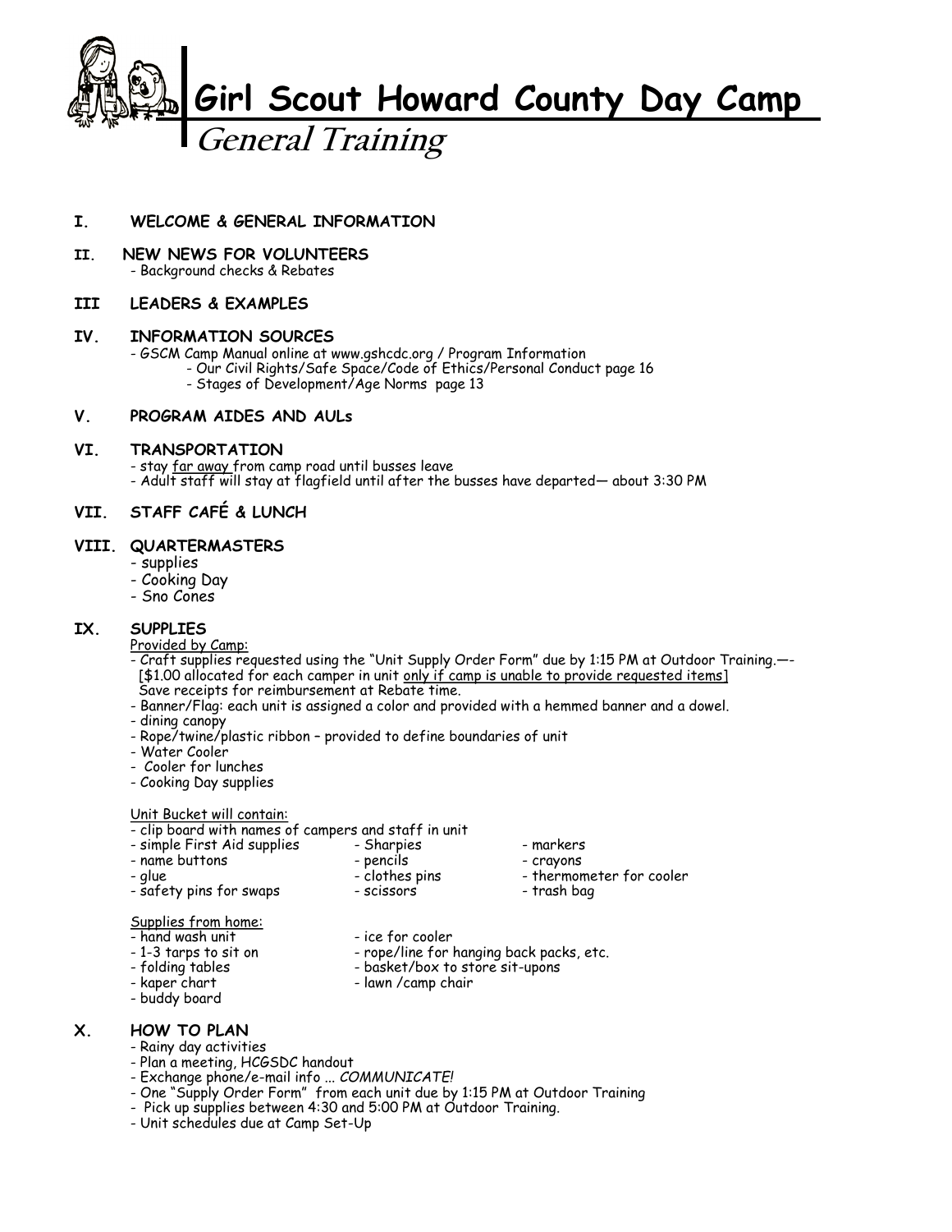# Girl Scout Howard County Day Camp

## *General Training*

### I. WELCOME & GENERAL INFORMATION

### II. NEW NEWS FOR VOLUNTEERS

- Background checks & Rebates

### III LEADERS & EXAMPLES

### IV. INFORMATION SOURCES

- GSCM Camp Manual online at www.gshcdc.org / Program Information
  - Our Civil Rights/Safe Space/Code of Ethics/Personal Conduct page 16
  - Stages of Development/Age Norms page 13

### V. PROGRAM AIDES AND AULs

### VI. TRANSPORTATION

- stay <u>far away</u> from camp road until busses leave
- Adult staff will stay at flagfield until after the busses have departed— about 3:30 PM

### VII. STAFF CAFÉ & LUNCH

### VIII. QUARTERMASTERS

- supplies
- Cooking Day
- Sno Cones

### IX. SUPPLIES

<u>Provided by Camp:</u>

- Craft supplies requested using the "Unit Supply Order Form" due by 1:15 PM at Outdoor Training.—- [$1.00 allocated for each camper in unit <u>only if camp is unable to provide requested items</u>] Save receipts for reimbursement at Rebate time.
- Banner/Flag: each unit is assigned a color and provided with a hemmed banner and a dowel.
- dining canopy
- Rope/twine/plastic ribbon – provided to define boundaries of unit
- Water Cooler
- Cooler for lunches
- Cooking Day supplies

<u>Unit Bucket will contain:</u>

- clip board with names of campers and staff in unit
- simple First Aid supplies
- name buttons
- glue
- safety pins for swaps
- Sharpies
- pencils
- clothes pins
- scissors
- markers
- crayons
- thermometer for cooler
- trash bag

<u>Supplies from home:</u>

- hand wash unit
- 1-3 tarps to sit on
- folding tables
- kaper chart
- buddy board
- ice for cooler
- rope/line for hanging back packs, etc.
- basket/box to store sit-upons
- lawn /camp chair

### X. HOW TO PLAN

- Rainy day activities
- Plan a meeting, HCGSDC handout
- Exchange phone/e-mail info ... *COMMUNICATE!*
- One "Supply Order Form" from each unit due by 1:15 PM at Outdoor Training
- Pick up supplies between 4:30 and 5:00 PM at Outdoor Training.
- Unit schedules due at Camp Set-Up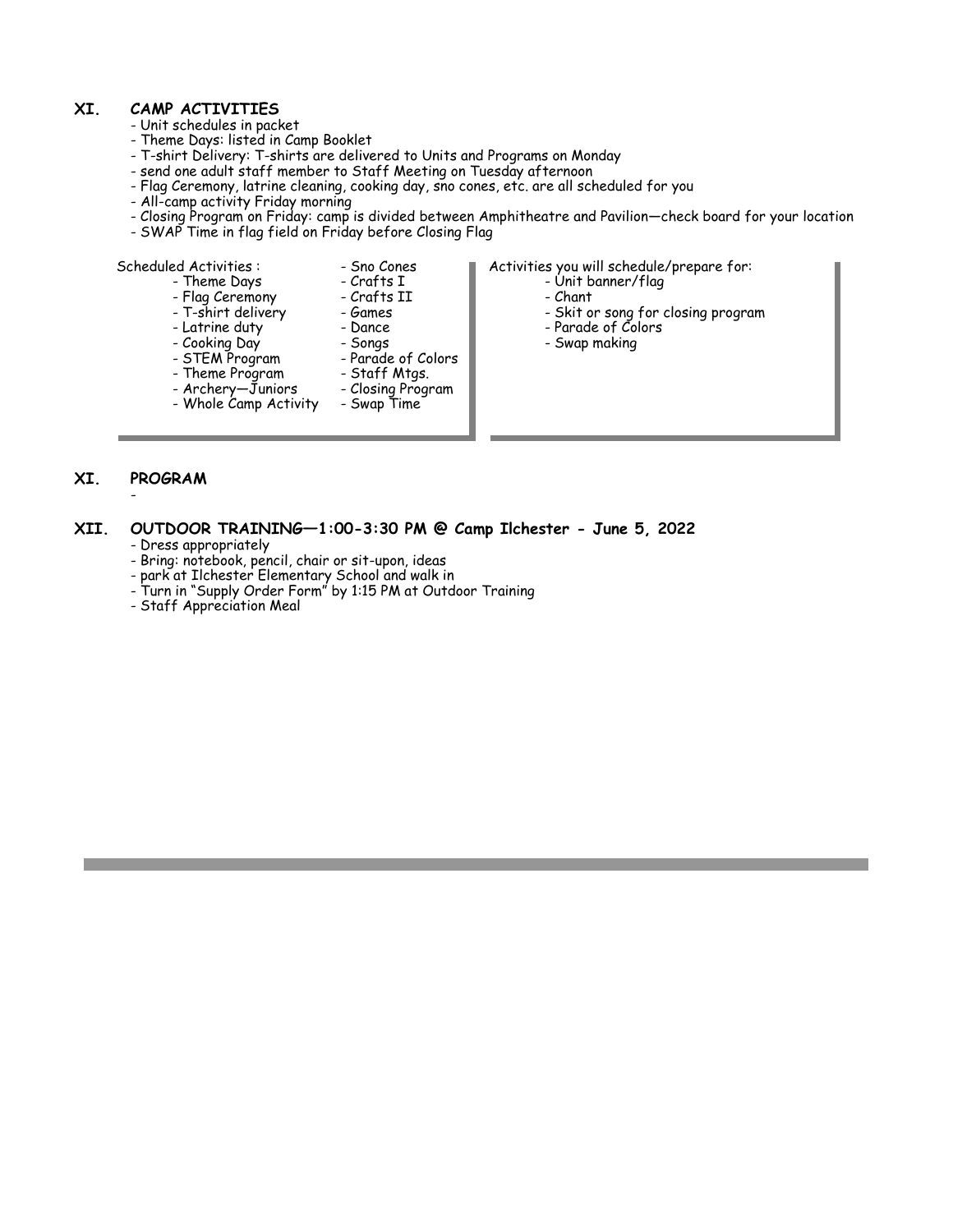## XI. CAMP ACTIVITIES

- Unit schedules in packet
- Theme Days: listed in Camp Booklet
- T-shirt Delivery: T-shirts are delivered to Units and Programs on Monday
- send one adult staff member to Staff Meeting on Tuesday afternoon
- Flag Ceremony, latrine cleaning, cooking day, sno cones, etc. are all scheduled for you
- All-camp activity Friday morning
- Closing Program on Friday: camp is divided between Amphitheatre and Pavilion—check board for your location
- SWAP Time in flag field on Friday before Closing Flag

Scheduled Activities :

- Theme Days
- Flag Ceremony
- T-shirt delivery
- Latrine duty
- Cooking Day
- STEM Program
- Theme Program
- Archery—Juniors
- Whole Camp Activity
- Sno Cones
- Crafts I
- Crafts II
- Games
- Dance
- Songs
- Parade of Colors
- Staff Mtgs.
- Closing Program
- Swap Time

Activities you will schedule/prepare for:

- Unit banner/flag
- Chant
- Skit or song for closing program
- Parade of Colors
- Swap making

## XI. PROGRAM

-

## XII. OUTDOOR TRAINING—1:00-3:30 PM @ Camp Ilchester - June 5, 2022

- Dress appropriately
- Bring: notebook, pencil, chair or sit-upon, ideas
- park at Ilchester Elementary School and walk in
- Turn in "Supply Order Form" by 1:15 PM at Outdoor Training
- Staff Appreciation Meal